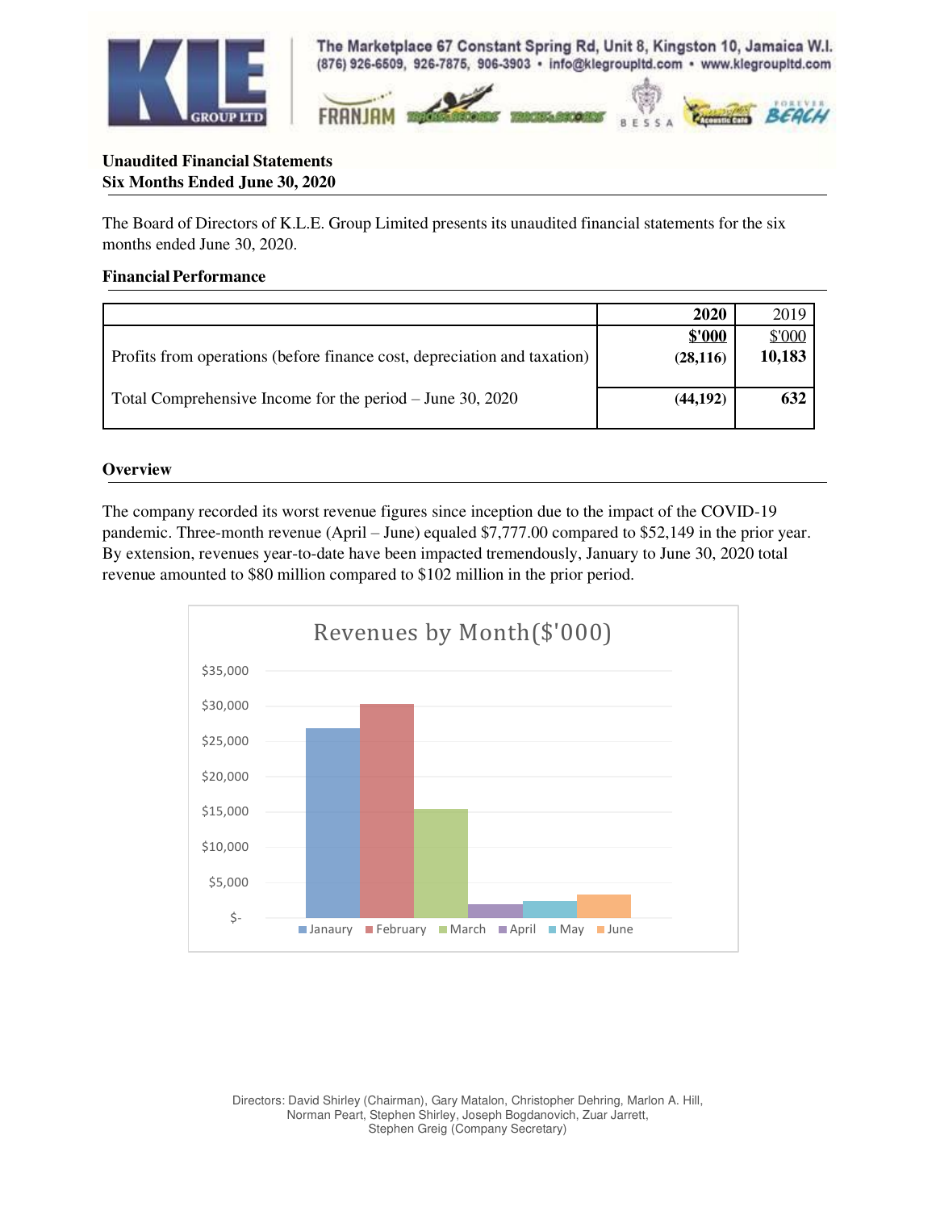**Unaudited Financial Statements**
**Six Months Ended June 30, 2020**

The Board of Directors of K.L.E. Group Limited presents its unaudited financial statements for the six months ended June 30, 2020.

**Financial Performance**

| | **2020** | 2019 |
|---|---|---|
| | **$'000** | $'000 |
| Profits from operations (before finance cost, depreciation and taxation) | **(28,116)** | **10,183** |
| Total Comprehensive Income for the period – June 30, 2020 | **(44,192)** | **632** |

**Overview**

The company recorded its worst revenue figures since inception due to the impact of the COVID-19 pandemic. Three-month revenue (April – June) equaled $7,777.00 compared to $52,149 in the prior year. By extension, revenues year-to-date have been impacted tremendously, January to June 30, 2020 total revenue amounted to $80 million compared to $102 million in the prior period.

Revenues by Month($'000)

Directors: David Shirley (Chairman), Gary Matalon, Christopher Dehring, Marlon A. Hill, Norman Peart, Stephen Shirley, Joseph Bogdanovich, Zuar Jarrett, Stephen Greig (Company Secretary)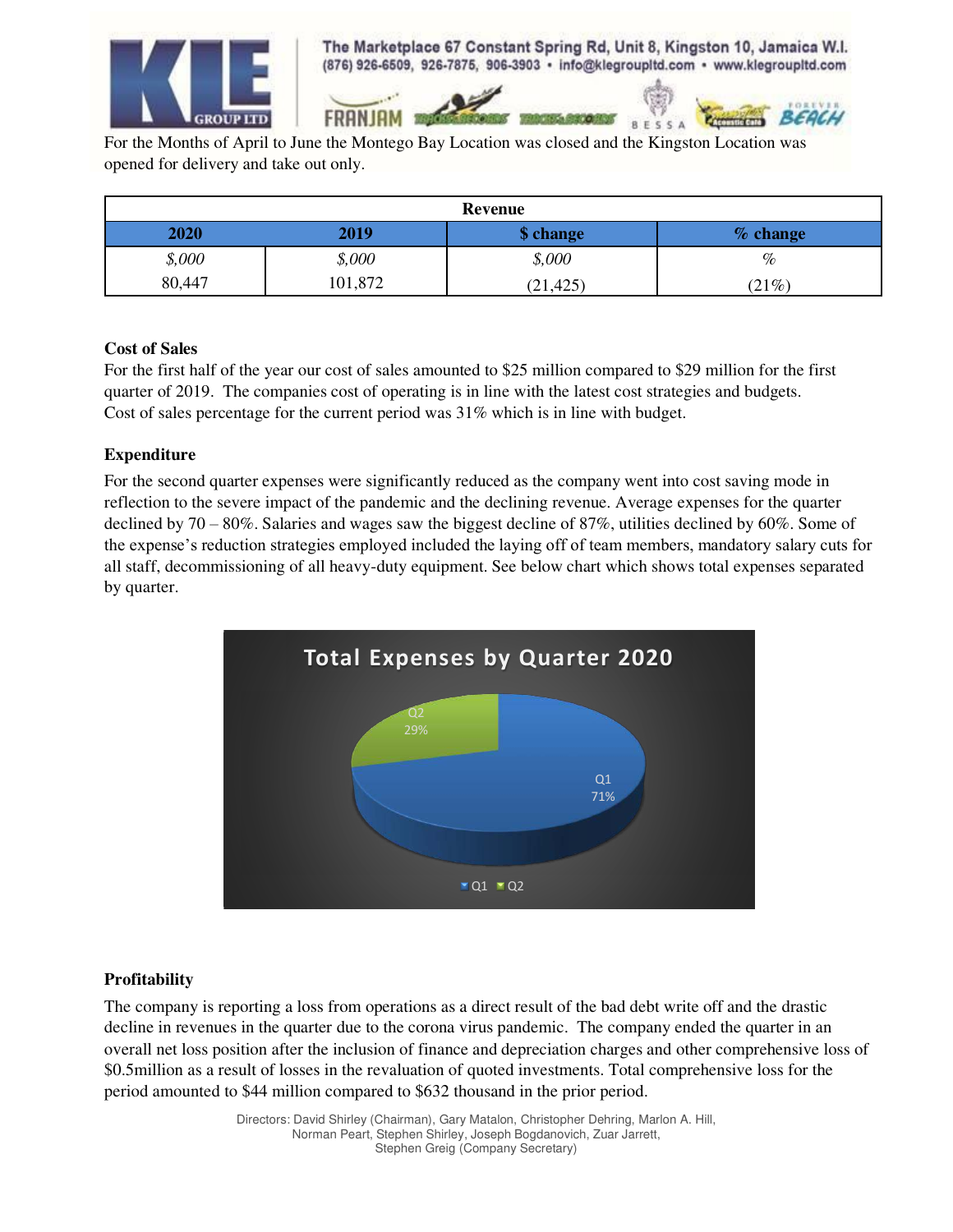For the Months of April to June the Montego Bay Location was closed and the Kingston Location was opened for delivery and take out only.

| Revenue | | | |
|---|---|---|---|
| 2020 | 2019 | $ change | % change |
| *$,000* | *$,000* | *$,000* | *%* |
| 80,447 | 101,872 | (21,425) | (21%) |

### Cost of Sales

For the first half of the year our cost of sales amounted to $25 million compared to $29 million for the first quarter of 2019. The companies cost of operating is in line with the latest cost strategies and budgets. Cost of sales percentage for the current period was 31% which is in line with budget.

### Expenditure

For the second quarter expenses were significantly reduced as the company went into cost saving mode in reflection to the severe impact of the pandemic and the declining revenue. Average expenses for the quarter declined by 70 – 80%. Salaries and wages saw the biggest decline of 87%, utilities declined by 60%. Some of the expense's reduction strategies employed included the laying off of team members, mandatory salary cuts for all staff, decommissioning of all heavy-duty equipment. See below chart which shows total expenses separated by quarter.

**Total Expenses by Quarter 2020**

| Quarter | % |
|---|---|
| Q1 | 71% |
| Q2 | 29% |

### Profitability

The company is reporting a loss from operations as a direct result of the bad debt write off and the drastic decline in revenues in the quarter due to the corona virus pandemic. The company ended the quarter in an overall net loss position after the inclusion of finance and depreciation charges and other comprehensive loss of $0.5million as a result of losses in the revaluation of quoted investments. Total comprehensive loss for the period amounted to $44 million compared to $632 thousand in the prior period.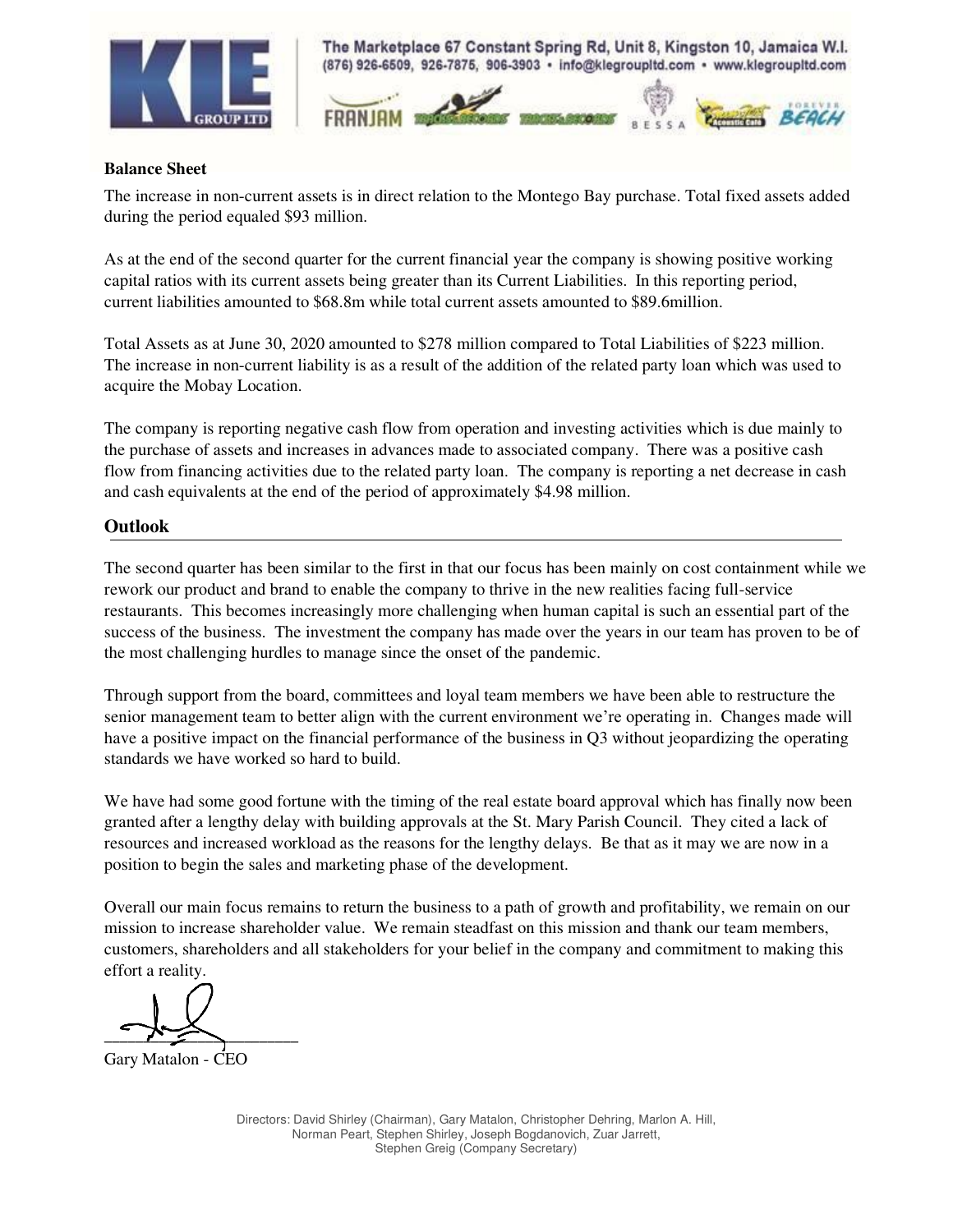**Balance Sheet**

The increase in non-current assets is in direct relation to the Montego Bay purchase. Total fixed assets added during the period equaled $93 million.

As at the end of the second quarter for the current financial year the company is showing positive working capital ratios with its current assets being greater than its Current Liabilities. In this reporting period, current liabilities amounted to $68.8m while total current assets amounted to $89.6million.

Total Assets as at June 30, 2020 amounted to $278 million compared to Total Liabilities of $223 million. The increase in non-current liability is as a result of the addition of the related party loan which was used to acquire the Mobay Location.

The company is reporting negative cash flow from operation and investing activities which is due mainly to the purchase of assets and increases in advances made to associated company. There was a positive cash flow from financing activities due to the related party loan. The company is reporting a net decrease in cash and cash equivalents at the end of the period of approximately $4.98 million.

## Outlook

The second quarter has been similar to the first in that our focus has been mainly on cost containment while we rework our product and brand to enable the company to thrive in the new realities facing full-service restaurants. This becomes increasingly more challenging when human capital is such an essential part of the success of the business. The investment the company has made over the years in our team has proven to be of the most challenging hurdles to manage since the onset of the pandemic.

Through support from the board, committees and loyal team members we have been able to restructure the senior management team to better align with the current environment we're operating in. Changes made will have a positive impact on the financial performance of the business in Q3 without jeopardizing the operating standards we have worked so hard to build.

We have had some good fortune with the timing of the real estate board approval which has finally now been granted after a lengthy delay with building approvals at the St. Mary Parish Council. They cited a lack of resources and increased workload as the reasons for the lengthy delays. Be that as it may we are now in a position to begin the sales and marketing phase of the development.

Overall our main focus remains to return the business to a path of growth and profitability, we remain on our mission to increase shareholder value. We remain steadfast on this mission and thank our team members, customers, shareholders and all stakeholders for your belief in the company and commitment to making this effort a reality.

Gary Matalon - CEO

Directors: David Shirley (Chairman), Gary Matalon, Christopher Dehring, Marlon A. Hill, Norman Peart, Stephen Shirley, Joseph Bogdanovich, Zuar Jarrett, Stephen Greig (Company Secretary)